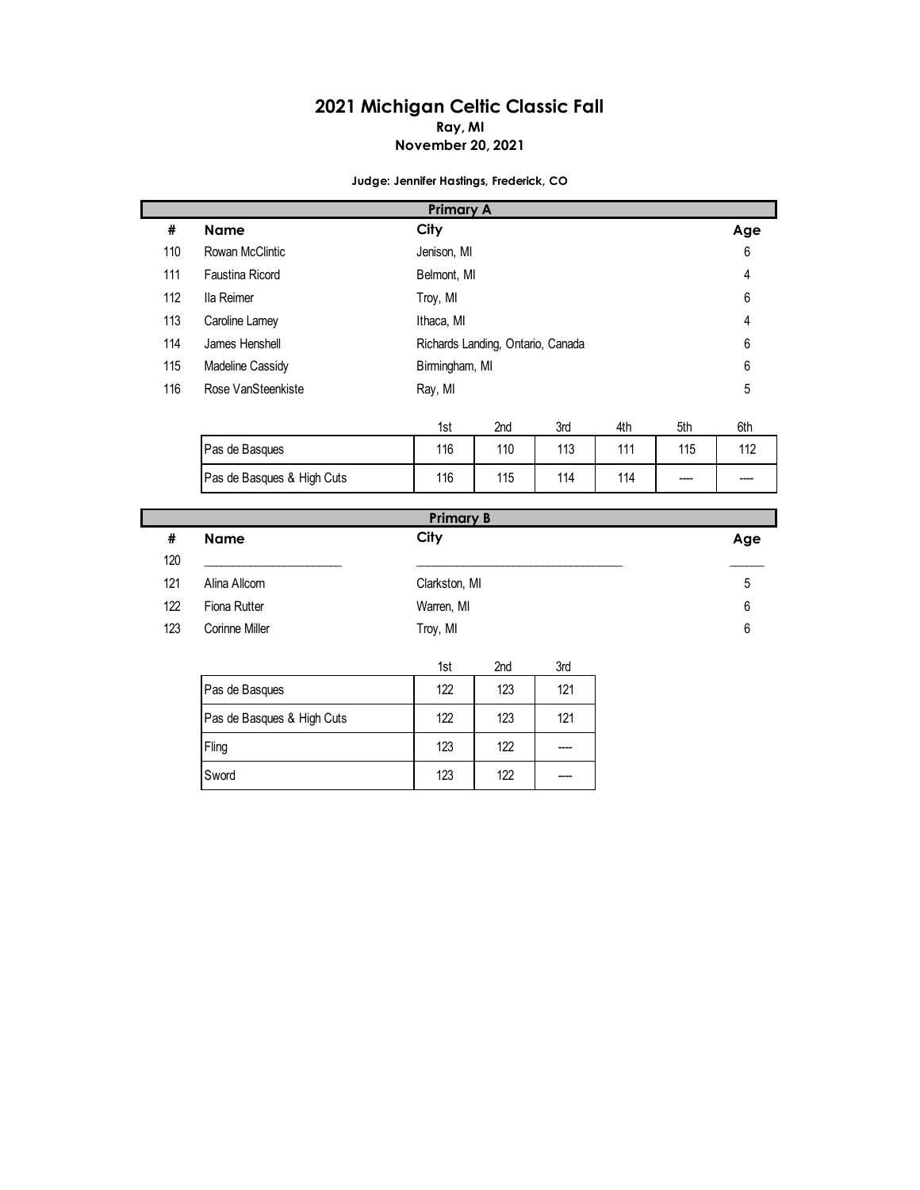# 2021 Michigan Celtic Classic Fall

**Ray, MI**

**November 20, 2021**

**Judge: Jennifer Hastings, Frederick, CO**

## Primary A

| # | Name | City | Age |
|---|---|---|---|
| 110 | Rowan McClintic | Jenison, MI | 6 |
| 111 | Faustina Ricord | Belmont, MI | 4 |
| 112 | Ila Reimer | Troy, MI | 6 |
| 113 | Caroline Lamey | Ithaca, MI | 4 |
| 114 | James Henshell | Richards Landing, Ontario, Canada | 6 |
| 115 | Madeline Cassidy | Birmingham, MI | 6 |
| 116 | Rose VanSteenkiste | Ray, MI | 5 |

| | 1st | 2nd | 3rd | 4th | 5th | 6th |
|---|---|---|---|---|---|---|
| Pas de Basques | 116 | 110 | 113 | 111 | 115 | 112 |
| Pas de Basques & High Cuts | 116 | 115 | 114 | 114 | ---- | ---- |

## Primary B

| # | Name | City | Age |
|---|---|---|---|
| 120 | ______________________ | __________________________________ | ______ |
| 121 | Alina Allcorn | Clarkston, MI | 5 |
| 122 | Fiona Rutter | Warren, MI | 6 |
| 123 | Corinne Miller | Troy, MI | 6 |

| | 1st | 2nd | 3rd |
|---|---|---|---|
| Pas de Basques | 122 | 123 | 121 |
| Pas de Basques & High Cuts | 122 | 123 | 121 |
| Fling | 123 | 122 | ---- |
| Sword | 123 | 122 | ---- |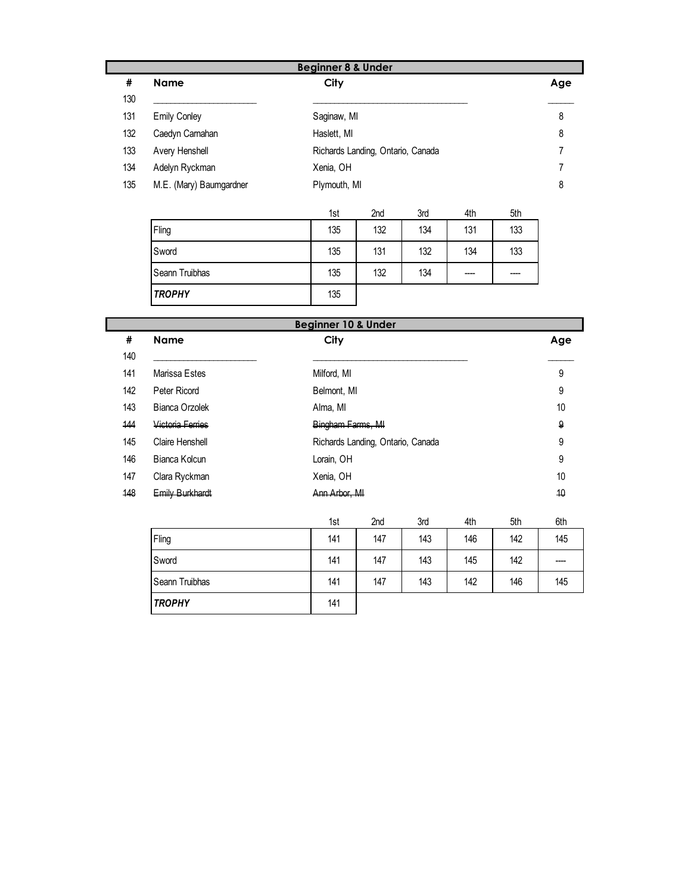## Beginner 8 & Under

| # | Name | City | Age |
|---|---|---|---|
| 130 | ______________________ | ______________________________ | _____ |
| 131 | Emily Conley | Saginaw, MI | 8 |
| 132 | Caedyn Carnahan | Haslett, MI | 8 |
| 133 | Avery Henshell | Richards Landing, Ontario, Canada | 7 |
| 134 | Adelyn Ryckman | Xenia, OH | 7 |
| 135 | M.E. (Mary) Baumgardner | Plymouth, MI | 8 |

| | 1st | 2nd | 3rd | 4th | 5th |
|---|---|---|---|---|---|
| Fling | 135 | 132 | 134 | 131 | 133 |
| Sword | 135 | 131 | 132 | 134 | 133 |
| Seann Truibhas | 135 | 132 | 134 | ---- | ---- |
| ***TROPHY*** | 135 | | | | |

## Beginner 10 & Under

| # | Name | City | Age |
|---|---|---|---|
| 140 | ______________________ | ______________________________ | _____ |
| 141 | Marissa Estes | Milford, MI | 9 |
| 142 | Peter Ricord | Belmont, MI | 9 |
| 143 | Bianca Orzolek | Alma, MI | 10 |
| ~~144~~ | ~~Victoria Ferries~~ | ~~Bingham Farms, MI~~ | ~~9~~ |
| 145 | Claire Henshell | Richards Landing, Ontario, Canada | 9 |
| 146 | Bianca Kolcun | Lorain, OH | 9 |
| 147 | Clara Ryckman | Xenia, OH | 10 |
| ~~148~~ | ~~Emily Burkhardt~~ | ~~Ann Arbor, MI~~ | ~~10~~ |

| | 1st | 2nd | 3rd | 4th | 5th | 6th |
|---|---|---|---|---|---|---|
| Fling | 141 | 147 | 143 | 146 | 142 | 145 |
| Sword | 141 | 147 | 143 | 145 | 142 | ---- |
| Seann Truibhas | 141 | 147 | 143 | 142 | 146 | 145 |
| ***TROPHY*** | 141 | | | | | |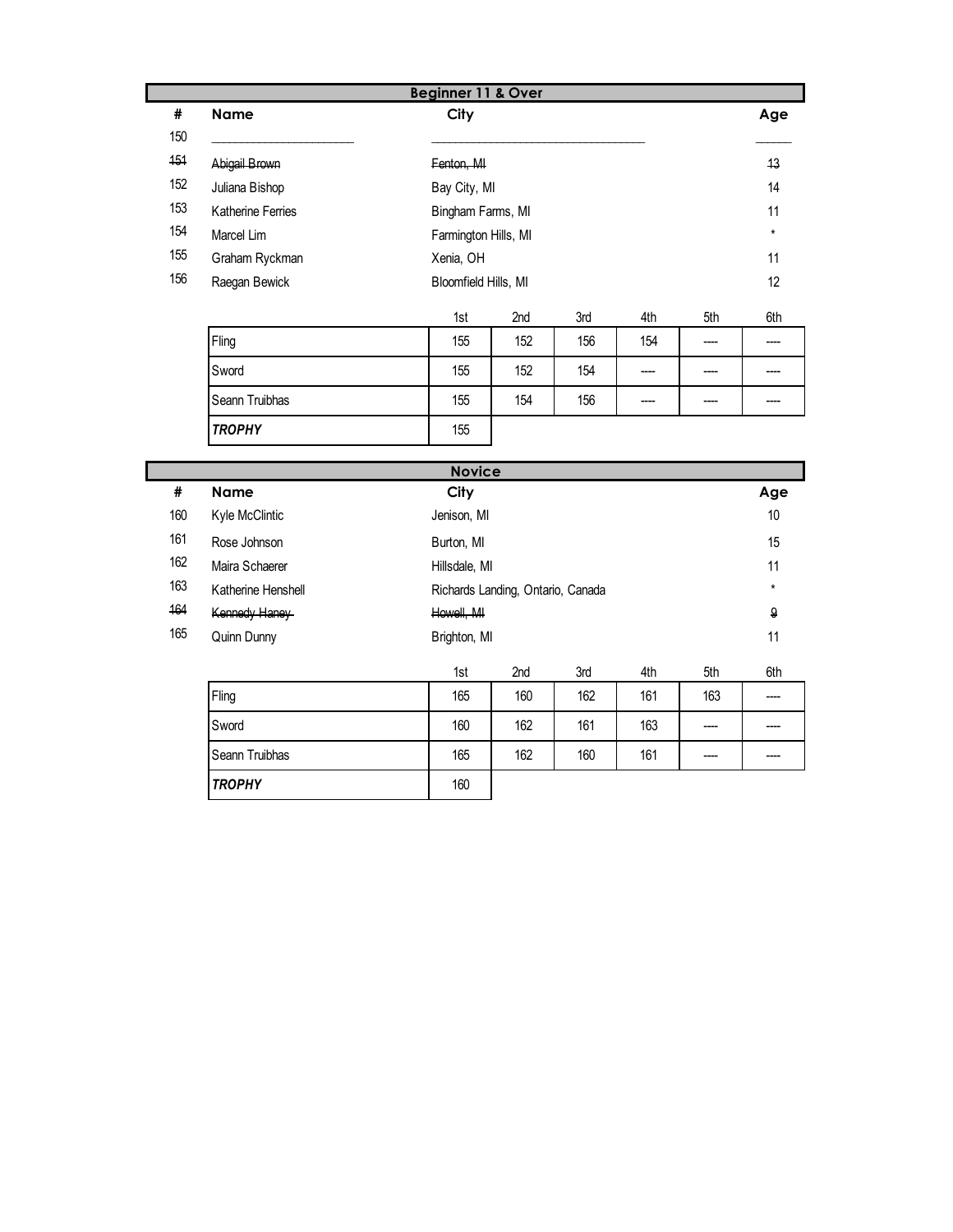## Beginner 11 & Over

| # | Name | City | Age |
|---|---|---|---|
| 150 | ______________________ | ________________________________ | _____ |
| ~~151~~ | ~~Abigail Brown~~ | ~~Fenton, MI~~ | ~~13~~ |
| 152 | Juliana Bishop | Bay City, MI | 14 |
| 153 | Katherine Ferries | Bingham Farms, MI | 11 |
| 154 | Marcel Lim | Farmington Hills, MI | * |
| 155 | Graham Ryckman | Xenia, OH | 11 |
| 156 | Raegan Bewick | Bloomfield Hills, MI | 12 |

| | 1st | 2nd | 3rd | 4th | 5th | 6th |
|---|---|---|---|---|---|---|
| Fling | 155 | 152 | 156 | 154 | ---- | ---- |
| Sword | 155 | 152 | 154 | ---- | ---- | ---- |
| Seann Truibhas | 155 | 154 | 156 | ---- | ---- | ---- |
| ***TROPHY*** | 155 | | | | | |

## Novice

| # | Name | City | Age |
|---|---|---|---|
| 160 | Kyle McClintic | Jenison, MI | 10 |
| 161 | Rose Johnson | Burton, MI | 15 |
| 162 | Maira Schaerer | Hillsdale, MI | 11 |
| 163 | Katherine Henshell | Richards Landing, Ontario, Canada | * |
| ~~164~~ | ~~Kennedy Haney~~ | ~~Howell, MI~~ | ~~9~~ |
| 165 | Quinn Dunny | Brighton, MI | 11 |

| | 1st | 2nd | 3rd | 4th | 5th | 6th |
|---|---|---|---|---|---|---|
| Fling | 165 | 160 | 162 | 161 | 163 | ---- |
| Sword | 160 | 162 | 161 | 163 | ---- | ---- |
| Seann Truibhas | 165 | 162 | 160 | 161 | ---- | ---- |
| ***TROPHY*** | 160 | | | | | |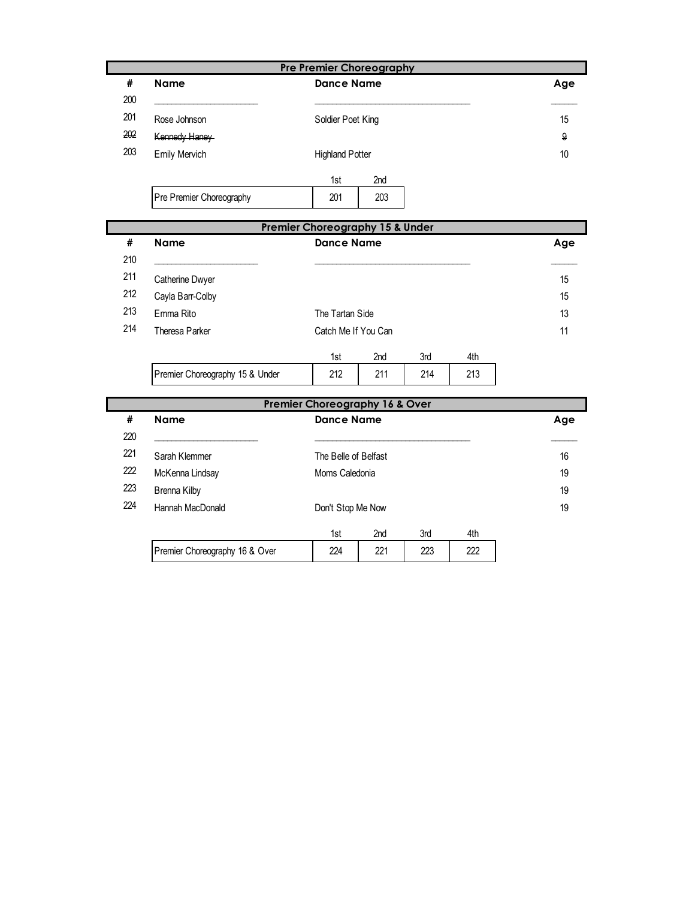## Pre Premier Choreography

| # | Name | Dance Name | Age |
|---|---|---|---|
| 200 | ____________________ | ______________________________ | _____ |
| 201 | Rose Johnson | Soldier Poet King | 15 |
| ~~202~~ | ~~Kennedy Haney~~ | | ~~9~~ |
| 203 | Emily Mervich | Highland Potter | 10 |

| | 1st | 2nd |
|---|---|---|
| Pre Premier Choreography | 201 | 203 |

## Premier Choreography 15 & Under

| # | Name | Dance Name | Age |
|---|---|---|---|
| 210 | ____________________ | ______________________________ | _____ |
| 211 | Catherine Dwyer | | 15 |
| 212 | Cayla Barr-Colby | | 15 |
| 213 | Emma Rito | The Tartan Side | 13 |
| 214 | Theresa Parker | Catch Me If You Can | 11 |

| | 1st | 2nd | 3rd | 4th |
|---|---|---|---|---|
| Premier Choreography 15 & Under | 212 | 211 | 214 | 213 |

## Premier Choreography 16 & Over

| # | Name | Dance Name | Age |
|---|---|---|---|
| 220 | ____________________ | ______________________________ | _____ |
| 221 | Sarah Klemmer | The Belle of Belfast | 16 |
| 222 | McKenna Lindsay | Moms Caledonia | 19 |
| 223 | Brenna Kilby | | 19 |
| 224 | Hannah MacDonald | Don't Stop Me Now | 19 |

| | 1st | 2nd | 3rd | 4th |
|---|---|---|---|---|
| Premier Choreography 16 & Over | 224 | 221 | 223 | 222 |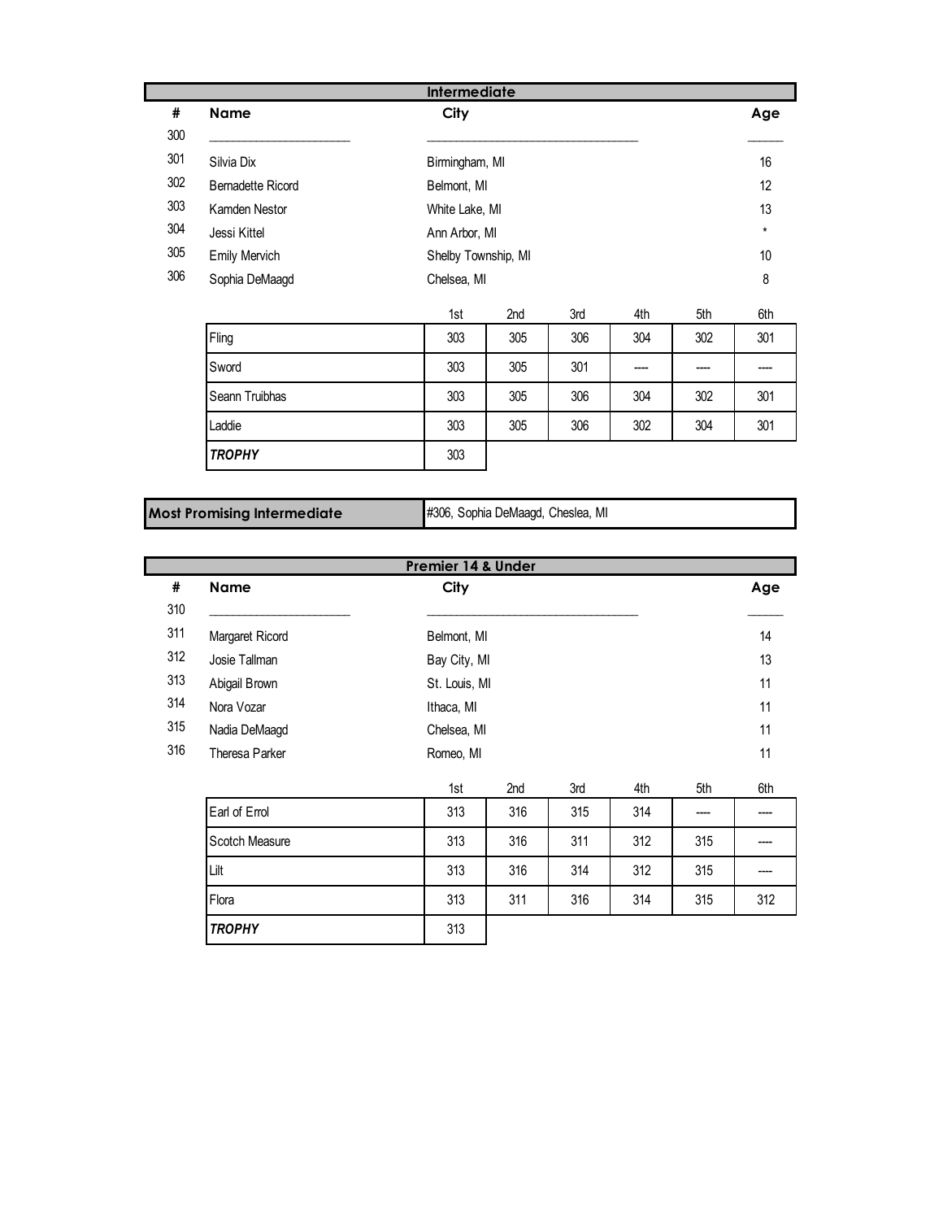## Intermediate

| # | Name | City | Age |
|---|---|---|---|
| 300 | ______________________ | ________________________________ | ______ |
| 301 | Silvia Dix | Birmingham, MI | 16 |
| 302 | Bernadette Ricord | Belmont, MI | 12 |
| 303 | Kamden Nestor | White Lake, MI | 13 |
| 304 | Jessi Kittel | Ann Arbor, MI | * |
| 305 | Emily Mervich | Shelby Township, MI | 10 |
| 306 | Sophia DeMaagd | Chelsea, MI | 8 |

| | 1st | 2nd | 3rd | 4th | 5th | 6th |
|---|---|---|---|---|---|---|
| Fling | 303 | 305 | 306 | 304 | 302 | 301 |
| Sword | 303 | 305 | 301 | ---- | ---- | ---- |
| Seann Truibhas | 303 | 305 | 306 | 304 | 302 | 301 |
| Laddie | 303 | 305 | 306 | 302 | 304 | 301 |
| ***TROPHY*** | 303 | | | | | |

| **Most Promising Intermediate** | #306, Sophia DeMaagd, Cheslea, MI |
|---|---|

## Premier 14 & Under

| # | Name | City | Age |
|---|---|---|---|
| 310 | ______________________ | ________________________________ | ______ |
| 311 | Margaret Ricord | Belmont, MI | 14 |
| 312 | Josie Tallman | Bay City, MI | 13 |
| 313 | Abigail Brown | St. Louis, MI | 11 |
| 314 | Nora Vozar | Ithaca, MI | 11 |
| 315 | Nadia DeMaagd | Chelsea, MI | 11 |
| 316 | Theresa Parker | Romeo, MI | 11 |

| | 1st | 2nd | 3rd | 4th | 5th | 6th |
|---|---|---|---|---|---|---|
| Earl of Errol | 313 | 316 | 315 | 314 | ---- | ---- |
| Scotch Measure | 313 | 316 | 311 | 312 | 315 | ---- |
| Lilt | 313 | 316 | 314 | 312 | 315 | ---- |
| Flora | 313 | 311 | 316 | 314 | 315 | 312 |
| ***TROPHY*** | 313 | | | | | |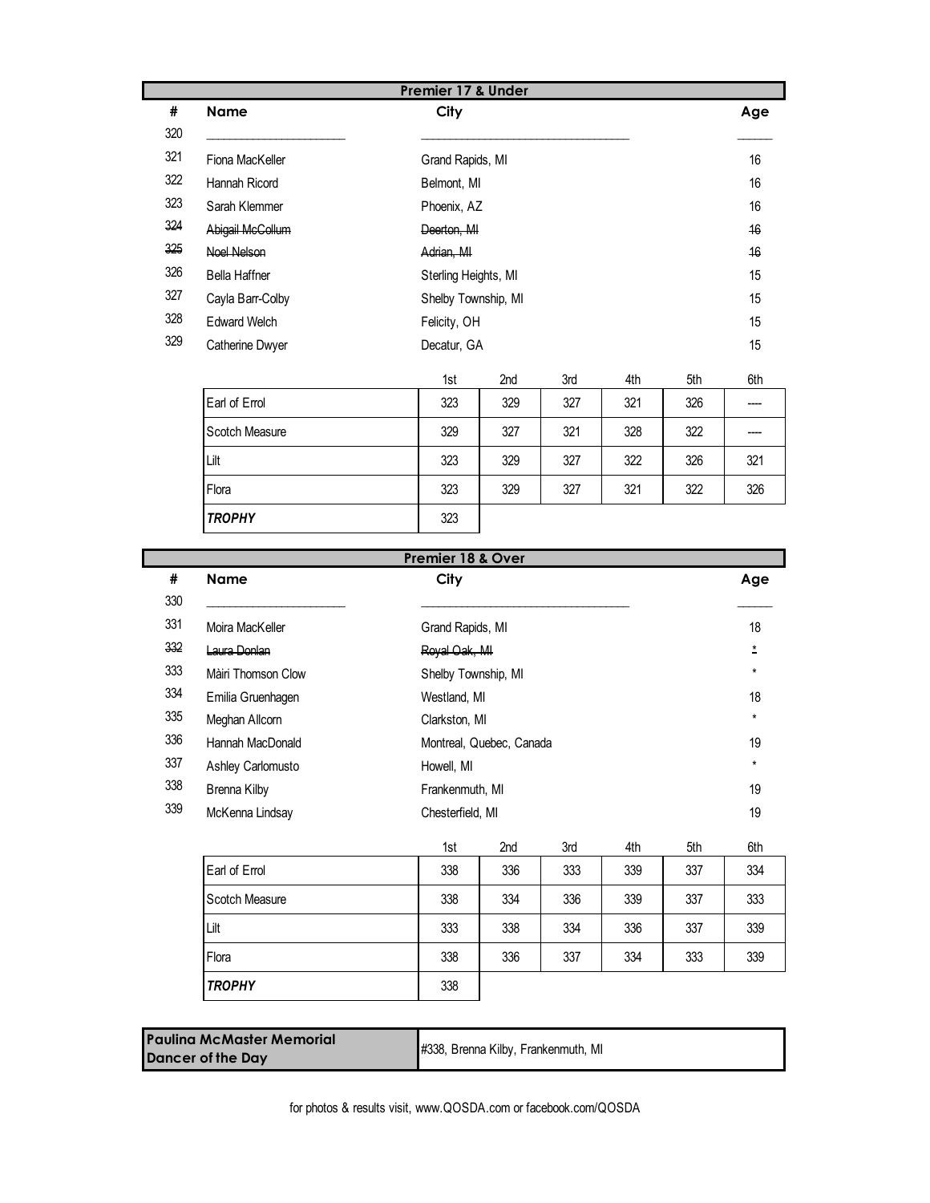## Premier 17 & Under

| # | Name | City | Age |
|---|---|---|---|
| 320 | ______________________ | ________________________________ | ______ |
| 321 | Fiona MacKeller | Grand Rapids, MI | 16 |
| 322 | Hannah Ricord | Belmont, MI | 16 |
| 323 | Sarah Klemmer | Phoenix, AZ | 16 |
| ~~324~~ | ~~Abigail McCollum~~ | ~~Deerton, MI~~ | ~~16~~ |
| ~~325~~ | ~~Noel Nelson~~ | ~~Adrian, MI~~ | ~~16~~ |
| 326 | Bella Haffner | Sterling Heights, MI | 15 |
| 327 | Cayla Barr-Colby | Shelby Township, MI | 15 |
| 328 | Edward Welch | Felicity, OH | 15 |
| 329 | Catherine Dwyer | Decatur, GA | 15 |

| | 1st | 2nd | 3rd | 4th | 5th | 6th |
|---|---|---|---|---|---|---|
| Earl of Errol | 323 | 329 | 327 | 321 | 326 | ---- |
| Scotch Measure | 329 | 327 | 321 | 328 | 322 | ---- |
| Lilt | 323 | 329 | 327 | 322 | 326 | 321 |
| Flora | 323 | 329 | 327 | 321 | 322 | 326 |
| ***TROPHY*** | 323 | | | | | |

## Premier 18 & Over

| # | Name | City | Age |
|---|---|---|---|
| 330 | ______________________ | ________________________________ | ______ |
| 331 | Moira MacKeller | Grand Rapids, MI | 18 |
| ~~332~~ | ~~Laura Donlan~~ | ~~Royal Oak, MI~~ | ~~*~~ |
| 333 | Màiri Thomson Clow | Shelby Township, MI | * |
| 334 | Emilia Gruenhagen | Westland, MI | 18 |
| 335 | Meghan Allcorn | Clarkston, MI | * |
| 336 | Hannah MacDonald | Montreal, Quebec, Canada | 19 |
| 337 | Ashley Carlomusto | Howell, MI | * |
| 338 | Brenna Kilby | Frankenmuth, MI | 19 |
| 339 | McKenna Lindsay | Chesterfield, MI | 19 |

| | 1st | 2nd | 3rd | 4th | 5th | 6th |
|---|---|---|---|---|---|---|
| Earl of Errol | 338 | 336 | 333 | 339 | 337 | 334 |
| Scotch Measure | 338 | 334 | 336 | 339 | 337 | 333 |
| Lilt | 333 | 338 | 334 | 336 | 337 | 339 |
| Flora | 338 | 336 | 337 | 334 | 333 | 339 |
| ***TROPHY*** | 338 | | | | | |

| | |
|---|---|
| **Paulina McMaster Memorial Dancer of the Day** | #338, Brenna Kilby, Frankenmuth, MI |

for photos & results visit, www.QOSDA.com or facebook.com/QOSDA